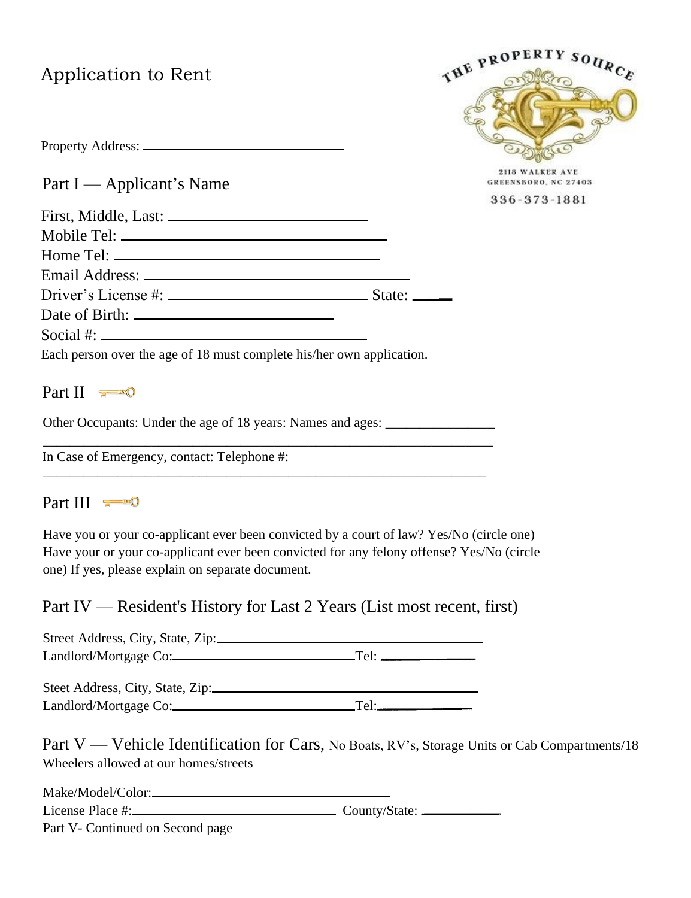# Application to Rent

THE PROPERTY SOURCE
2118 WALKER AVE
GREENSBORO, NC 27403
336-373-1881

Property Address: ______________________________

## Part I — Applicant's Name

First, Middle, Last: ______________________________
Mobile Tel: ______________________________
Home Tel: ______________________________
Email Address: ______________________________
Driver's License #: ______________________________ State: ______
Date of Birth: ______________________________
Social #: ______________________________

Each person over the age of 18 must complete his/her own application.

## Part II

Other Occupants: Under the age of 18 years: Names and ages: ________________

______________________________________________________________

In Case of Emergency, contact: Telephone #:

______________________________________________________________

## Part III

Have you or your co-applicant ever been convicted by a court of law? Yes/No (circle one)
Have your or your co-applicant ever been convicted for any felony offense? Yes/No (circle one) If yes, please explain on separate document.

## Part IV — Resident's History for Last 2 Years (List most recent, first)

Street Address, City, State, Zip: ______________________________
Landlord/Mortgage Co: ______________________________ Tel: ______________

Steet Address, City, State, Zip: ______________________________
Landlord/Mortgage Co: ______________________________ Tel: ______________

## Part V — Vehicle Identification for Cars, No Boats, RV's, Storage Units or Cab Compartments/18 Wheelers allowed at our homes/streets

Make/Model/Color: ______________________________
License Place #: ______________________________ County/State: ______________

Part V- Continued on Second page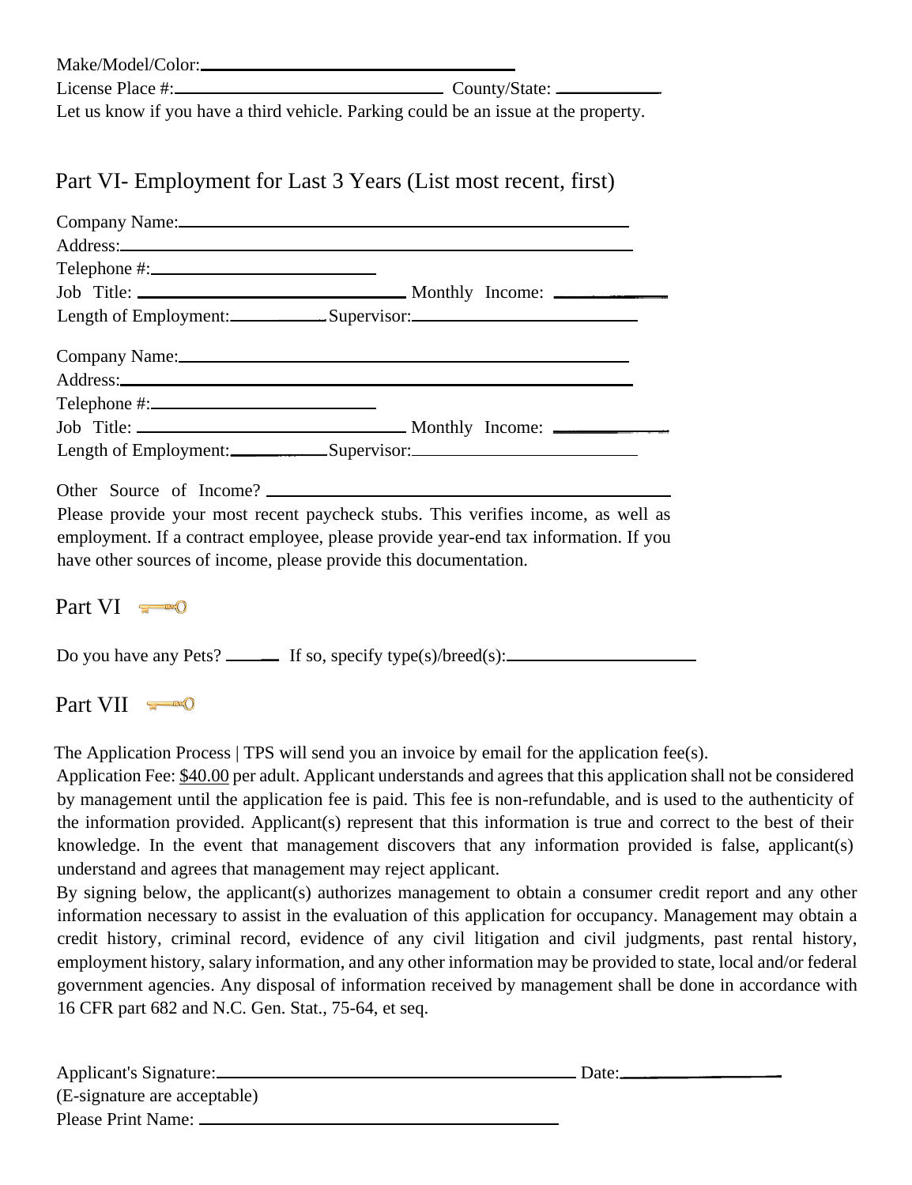Make/Model/Color:________________________________

License Place #:_____________________________ County/State: ___________

Let us know if you have a third vehicle. Parking could be an issue at the property.

## Part VI- Employment for Last 3 Years (List most recent, first)

Company Name:_____________________________________________

Address:_________________________________________________

Telephone #:______________________

Job Title: ___________________________ Monthly Income: __________

Length of Employment:__________Supervisor:______________________

Company Name:_____________________________________________

Address:_________________________________________________

Telephone #:______________________

Job Title: ___________________________ Monthly Income: __________

Length of Employment:__________Supervisor:______________________

Other Source of Income? ______________________________________

Please provide your most recent paycheck stubs. This verifies income, as well as employment. If a contract employee, please provide year-end tax information. If you have other sources of income, please provide this documentation.

## Part VI

Do you have any Pets? _____ If so, specify type(s)/breed(s):___________________

## Part VII

The Application Process | TPS will send you an invoice by email for the application fee(s).

Application Fee: $40.00 per adult. Applicant understands and agrees that this application shall not be considered by management until the application fee is paid. This fee is non-refundable, and is used to the authenticity of the information provided. Applicant(s) represent that this information is true and correct to the best of their knowledge. In the event that management discovers that any information provided is false, applicant(s) understand and agrees that management may reject applicant.

By signing below, the applicant(s) authorizes management to obtain a consumer credit report and any other information necessary to assist in the evaluation of this application for occupancy. Management may obtain a credit history, criminal record, evidence of any civil litigation and civil judgments, past rental history, employment history, salary information, and any other information may be provided to state, local and/or federal government agencies. Any disposal of information received by management shall be done in accordance with 16 CFR part 682 and N.C. Gen. Stat., 75-64, et seq.

Applicant's Signature:____________________________________ Date:______________

(E-signature are acceptable)

Please Print Name: ___________________________________